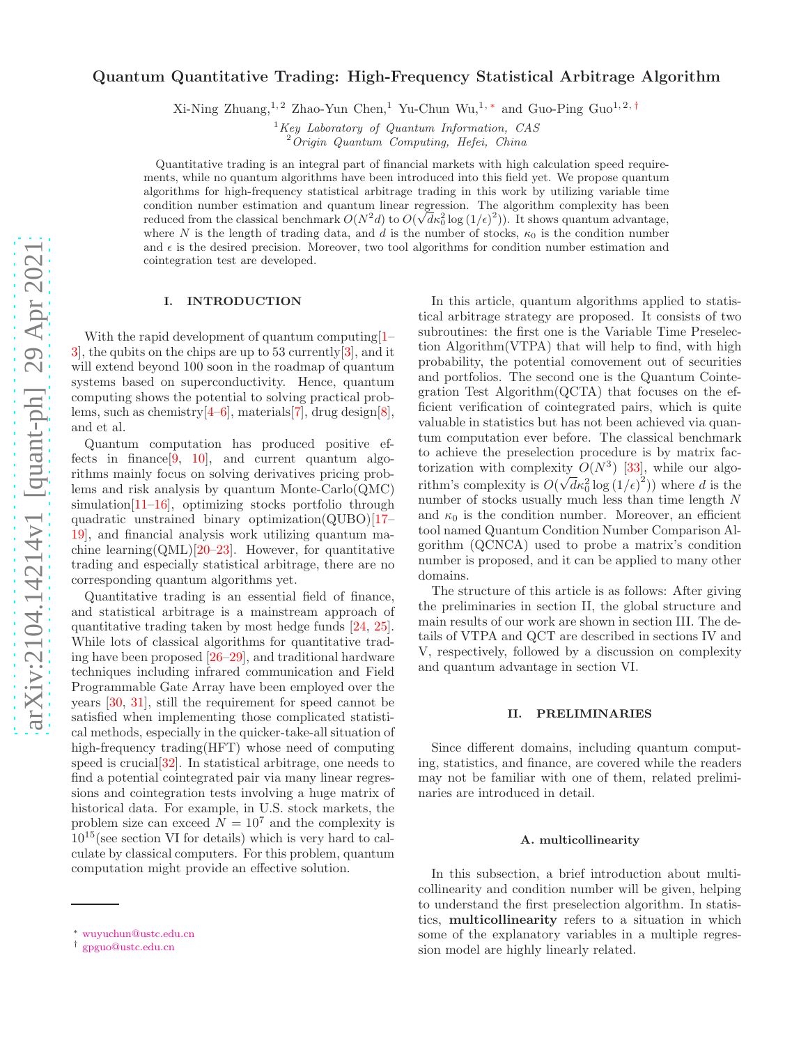# Quantum Quantitative Trading: High-Frequency Statistical Arbitrage Algorithm

Xi-Ning Zhuang,[1,2] Zhao-Yun Chen,[1] Yu-Chun Wu,[1,*] and Guo-Ping Guo[1,2,†]

[1] *Key Laboratory of Quantum Information, CAS*
[2] *Origin Quantum Computing, Hefei, China*

Quantitative trading is an integral part of financial markets with high calculation speed requirements, while no quantum algorithms have been introduced into this field yet. We propose quantum algorithms for high-frequency statistical arbitrage trading in this work by utilizing variable time condition number estimation and quantum linear regression. The algorithm complexity has been reduced from the classical benchmark $O(N^2 d)$ to $O(\sqrt{d}\kappa_0^2 \log{(1/\epsilon)}^2))$. It shows quantum advantage, where $N$ is the length of trading data, and $d$ is the number of stocks, $\kappa_0$ is the condition number and $\epsilon$ is the desired precision. Moreover, two tool algorithms for condition number estimation and cointegration test are developed.

## I. INTRODUCTION

With the rapid development of quantum computing[1–3], the qubits on the chips are up to 53 currently[3], and it will extend beyond 100 soon in the roadmap of quantum systems based on superconductivity. Hence, quantum computing shows the potential to solving practical problems, such as chemistry[4–6], materials[7], drug design[8], and et al.

Quantum computation has produced positive effects in finance[9, 10], and current quantum algorithms mainly focus on solving derivatives pricing problems and risk analysis by quantum Monte-Carlo(QMC) simulation[11–16], optimizing stocks portfolio through quadratic unstrained binary optimization(QUBO)[17–19], and financial analysis work utilizing quantum machine learning(QML)[20–23]. However, for quantitative trading and especially statistical arbitrage, there are no corresponding quantum algorithms yet.

Quantitative trading is an essential field of finance, and statistical arbitrage is a mainstream approach of quantitative trading taken by most hedge funds [24, 25]. While lots of classical algorithms for quantitative trading have been proposed [26–29], and traditional hardware techniques including infrared communication and Field Programmable Gate Array have been employed over the years [30, 31], still the requirement for speed cannot be satisfied when implementing those complicated statistical methods, especially in the quicker-take-all situation of high-frequency trading(HFT) whose need of computing speed is crucial[32]. In statistical arbitrage, one needs to find a potential cointegrated pair via many linear regressions and cointegration tests involving a huge matrix of historical data. For example, in U.S. stock markets, the problem size can exceed $N = 10^7$ and the complexity is $10^{15}$(see section VI for details) which is very hard to calculate by classical computers. For this problem, quantum computation might provide an effective solution.

In this article, quantum algorithms applied to statistical arbitrage strategy are proposed. It consists of two subroutines: the first one is the Variable Time Preselection Algorithm(VTPA) that will help to find, with high probability, the potential comovement out of securities and portfolios. The second one is the Quantum Cointegration Test Algorithm(QCTA) that focuses on the efficient verification of cointegrated pairs, which is quite valuable in statistics but has not been achieved via quantum computation ever before. The classical benchmark to achieve the preselection procedure is by matrix factorization with complexity $O(N^3)$ [33], while our algorithm's complexity is $O(\sqrt{d}\kappa_0^2 \log{(1/\epsilon)}^2))$ where $d$ is the number of stocks usually much less than time length $N$ and $\kappa_0$ is the condition number. Moreover, an efficient tool named Quantum Condition Number Comparison Algorithm (QCNCA) used to probe a matrix's condition number is proposed, and it can be applied to many other domains.

The structure of this article is as follows: After giving the preliminaries in section II, the global structure and main results of our work are shown in section III. The details of VTPA and QCT are described in sections IV and V, respectively, followed by a discussion on complexity and quantum advantage in section VI.

## II. PRELIMINARIES

Since different domains, including quantum computing, statistics, and finance, are covered while the readers may not be familiar with one of them, related preliminaries are introduced in detail.

### A. multicollinearity

In this subsection, a brief introduction about multicollinearity and condition number will be given, helping to understand the first preselection algorithm. In statistics, **multicollinearity** refers to a situation in which some of the explanatory variables in a multiple regression model are highly linearly related.

* wuyuchun@ustc.edu.cn
† gpguo@ustc.edu.cn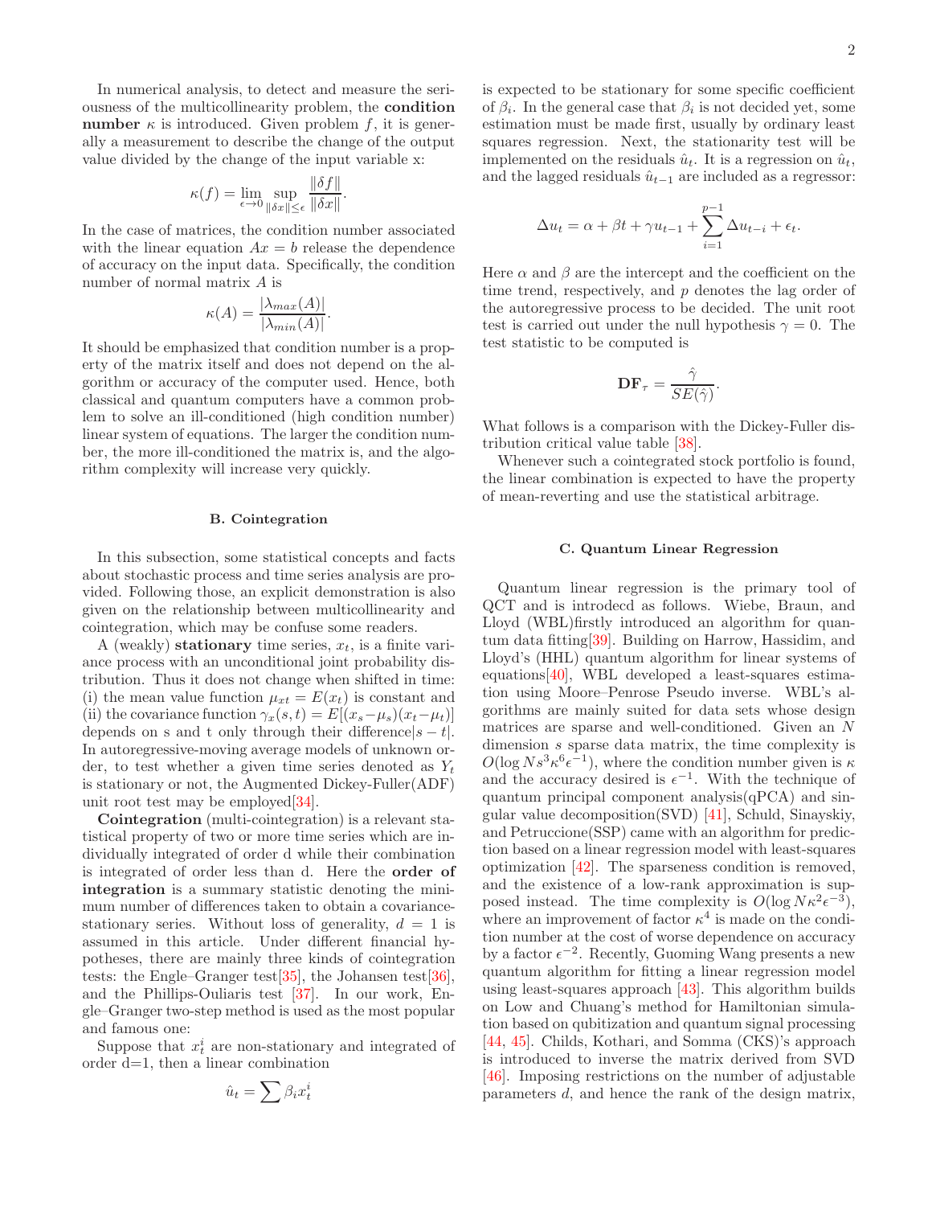In numerical analysis, to detect and measure the seriousness of the multicollinearity problem, the **condition number** $\kappa$ is introduced. Given problem $f$, it is generally a measurement to describe the change of the output value divided by the change of the input variable x:

$$\kappa(f) = \lim_{\epsilon \to 0} \sup_{\|\delta x\| \leq \epsilon} \frac{\|\delta f\|}{\|\delta x\|}.$$

In the case of matrices, the condition number associated with the linear equation $Ax = b$ release the dependence of accuracy on the input data. Specifically, the condition number of normal matrix $A$ is

$$\kappa(A) = \frac{|\lambda_{max}(A)|}{|\lambda_{min}(A)|}.$$

It should be emphasized that condition number is a property of the matrix itself and does not depend on the algorithm or accuracy of the computer used. Hence, both classical and quantum computers have a common problem to solve an ill-conditioned (high condition number) linear system of equations. The larger the condition number, the more ill-conditioned the matrix is, and the algorithm complexity will increase very quickly.

### B. Cointegration

In this subsection, some statistical concepts and facts about stochastic process and time series analysis are provided. Following those, an explicit demonstration is also given on the relationship between multicollinearity and cointegration, which may be confuse some readers.

A (weakly) **stationary** time series, $x_t$, is a finite variance process with an unconditional joint probability distribution. Thus it does not change when shifted in time: (i) the mean value function $\mu_{xt} = E(x_t)$ is constant and (ii) the covariance function $\gamma_x(s,t) = E[(x_s - \mu_s)(x_t - \mu_t)]$ depends on s and t only through their difference$|s-t|$. In autoregressive-moving average models of unknown order, to test whether a given time series denoted as $Y_t$ is stationary or not, the Augmented Dickey-Fuller(ADF) unit root test may be employed[34].

**Cointegration** (multi-cointegration) is a relevant statistical property of two or more time series which are individually integrated of order d while their combination is integrated of order less than d. Here the **order of integration** is a summary statistic denoting the minimum number of differences taken to obtain a covariance-stationary series. Without loss of generality, $d = 1$ is assumed in this article. Under different financial hypotheses, there are mainly three kinds of cointegration tests: the Engle–Granger test[35], the Johansen test[36], and the Phillips-Ouliaris test [37]. In our work, Engle–Granger two-step method is used as the most popular and famous one:

Suppose that $x_t^i$ are non-stationary and integrated of order d=1, then a linear combination

$$\hat{u}_t = \sum \beta_i x_t^i$$

is expected to be stationary for some specific coefficient of $\beta_i$. In the general case that $\beta_i$ is not decided yet, some estimation must be made first, usually by ordinary least squares regression. Next, the stationarity test will be implemented on the residuals $\hat{u}_t$. It is a regression on $\hat{u}_t$, and the lagged residuals $\hat{u}_{t-1}$ are included as a regressor:

$$\Delta u_t = \alpha + \beta t + \gamma u_{t-1} + \sum_{i=1}^{p-1} \Delta u_{t-i} + \epsilon_t.$$

Here $\alpha$ and $\beta$ are the intercept and the coefficient on the time trend, respectively, and $p$ denotes the lag order of the autoregressive process to be decided. The unit root test is carried out under the null hypothesis $\gamma = 0$. The test statistic to be computed is

$$\mathbf{DF}_\tau = \frac{\hat{\gamma}}{SE(\hat{\gamma})}.$$

What follows is a comparison with the Dickey-Fuller distribution critical value table [38].

Whenever such a cointegrated stock portfolio is found, the linear combination is expected to have the property of mean-reverting and use the statistical arbitrage.

### C. Quantum Linear Regression

Quantum linear regression is the primary tool of QCT and is introdecd as follows. Wiebe, Braun, and Lloyd (WBL)firstly introduced an algorithm for quantum data fitting[39]. Building on Harrow, Hassidim, and Lloyd's (HHL) quantum algorithm for linear systems of equations[40], WBL developed a least-squares estimation using Moore–Penrose Pseudo inverse. WBL's algorithms are mainly suited for data sets whose design matrices are sparse and well-conditioned. Given an $N$ dimension $s$ sparse data matrix, the time complexity is $O(\log N s^3 \kappa^6 \epsilon^{-1})$, where the condition number given is $\kappa$ and the accuracy desired is $\epsilon^{-1}$. With the technique of quantum principal component analysis(qPCA) and singular value decomposition(SVD) [41], Schuld, Sinayskiy, and Petruccione(SSP) came with an algorithm for prediction based on a linear regression model with least-squares optimization [42]. The sparseness condition is removed, and the existence of a low-rank approximation is supposed instead. The time complexity is $O(\log N \kappa^2 \epsilon^{-3})$, where an improvement of factor $\kappa^4$ is made on the condition number at the cost of worse dependence on accuracy by a factor $\epsilon^{-2}$. Recently, Guoming Wang presents a new quantum algorithm for fitting a linear regression model using least-squares approach [43]. This algorithm builds on Low and Chuang's method for Hamiltonian simulation based on qubitization and quantum signal processing [44, 45]. Childs, Kothari, and Somma (CKS)'s approach is introduced to inverse the matrix derived from SVD [46]. Imposing restrictions on the number of adjustable parameters $d$, and hence the rank of the design matrix,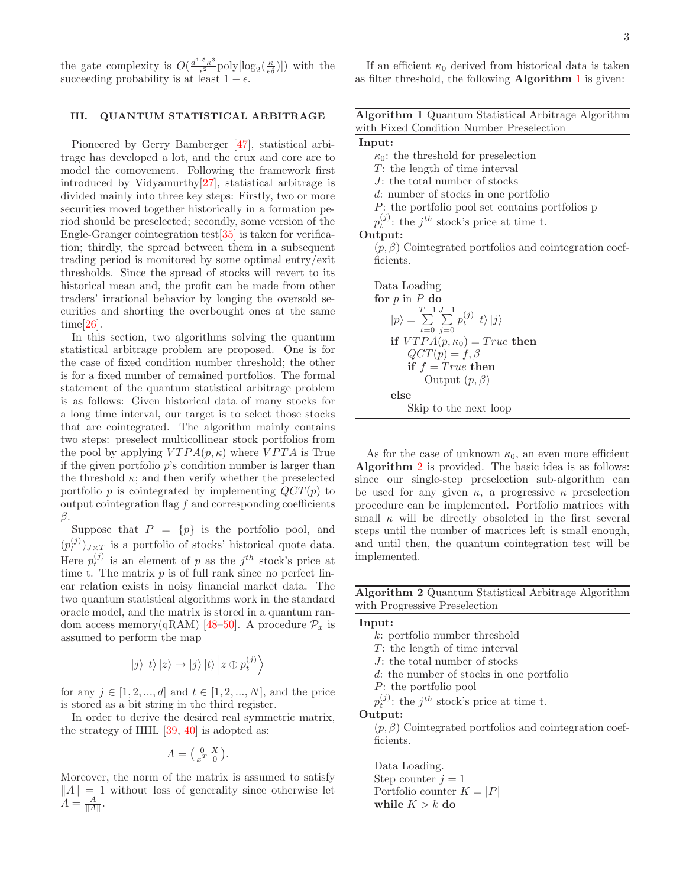the gate complexity is $O(\frac{d^{1.5}\kappa^3}{\epsilon^2}\text{poly}[\log_2(\frac{\kappa}{\epsilon\delta})])$ with the succeeding probability is at least $1-\epsilon$.

## III. QUANTUM STATISTICAL ARBITRAGE

Pioneered by Gerry Bamberger [47], statistical arbitrage has developed a lot, and the crux and core are to model the comovement. Following the framework first introduced by Vidyamurthy[27], statistical arbitrage is divided mainly into three key steps: Firstly, two or more securities moved together historically in a formation period should be preselected; secondly, some version of the Engle-Granger cointegration test[35] is taken for verification; thirdly, the spread between them in a subsequent trading period is monitored by some optimal entry/exit thresholds. Since the spread of stocks will revert to its historical mean and, the profit can be made from other traders' irrational behavior by longing the oversold securities and shorting the overbought ones at the same time[26].

In this section, two algorithms solving the quantum statistical arbitrage problem are proposed. One is for the case of fixed condition number threshold; the other is for a fixed number of remained portfolios. The formal statement of the quantum statistical arbitrage problem is as follows: Given historical data of many stocks for a long time interval, our target is to select those stocks that are cointegrated. The algorithm mainly contains two steps: preselect multicollinear stock portfolios from the pool by applying $VTPA(p,\kappa)$ where $VPTA$ is True if the given portfolio $p$'s condition number is larger than the threshold $\kappa$; and then verify whether the preselected portfolio $p$ is cointegrated by implementing $QCT(p)$ to output cointegration flag $f$ and corresponding coefficients $\beta$.

Suppose that $P = \{p\}$ is the portfolio pool, and $(p_t^{(j)})_{J\times T}$ is a portfolio of stocks' historical quote data. Here $p_t^{(j)}$ is an element of $p$ as the $j^{th}$ stock's price at time t. The matrix $p$ is of full rank since no perfect linear relation exists in noisy financial market data. The two quantum statistical algorithms work in the standard oracle model, and the matrix is stored in a quantum random access memory(qRAM) [48–50]. A procedure $\mathcal{P}_x$ is assumed to perform the map

$$|j\rangle\,|t\rangle\,|z\rangle \rightarrow |j\rangle\,|t\rangle\left|z\oplus p_t^{(j)}\right\rangle$$

for any $j\in[1,2,...,d]$ and $t\in[1,2,...,N]$, and the price is stored as a bit string in the third register.

In order to derive the desired real symmetric matrix, the strategy of HHL [39, 40] is adopted as:

$$A = \begin{pmatrix} 0 & X \\ x^T & 0 \end{pmatrix}.$$

Moreover, the norm of the matrix is assumed to satisfy $\|A\| = 1$ without loss of generality since otherwise let $A = \frac{A}{\|A\|}$.

If an efficient $\kappa_0$ derived from historical data is taken as filter threshold, the following **Algorithm 1** is given:

**Algorithm 1** Quantum Statistical Arbitrage Algorithm with Fixed Condition Number Preselection

**Input:**
- $\kappa_0$: the threshold for preselection
- $T$: the length of time interval
- $J$: the total number of stocks
- $d$: number of stocks in one portfolio
- $P$: the portfolio pool set contains portfolios p
- $p_t^{(j)}$: the $j^{th}$ stock's price at time t.

**Output:**
- $(p,\beta)$ Cointegrated portfolios and cointegration coefficients.

```
Data Loading
for p in P do
    |p⟩ = Σ_{t=0}^{T-1} Σ_{j=0}^{J-1} p_t^(j) |t⟩ |j⟩
    if VTPA(p, κ0) = True then
        QCT(p) = f, β
        if f = True then
            Output (p, β)
    else
        Skip to the next loop
```

As for the case of unknown $\kappa_0$, an even more efficient **Algorithm 2** is provided. The basic idea is as follows: since our single-step preselection sub-algorithm can be used for any given $\kappa$, a progressive $\kappa$ preselection procedure can be implemented. Portfolio matrices with small $\kappa$ will be directly obsoleted in the first several steps until the number of matrices left is small enough, and until then, the quantum cointegration test will be implemented.

**Algorithm 2** Quantum Statistical Arbitrage Algorithm with Progressive Preselection

**Input:**
- $k$: portfolio number threshold
- $T$: the length of time interval
- $J$: the total number of stocks
- $d$: the number of stocks in one portfolio
- $P$: the portfolio pool
- $p_t^{(j)}$: the $j^{th}$ stock's price at time t.

**Output:**
- $(p,\beta)$ Cointegrated portfolios and cointegration coefficients.

```
Data Loading.
Step counter j = 1
Portfolio counter K = |P|
while K > k do
```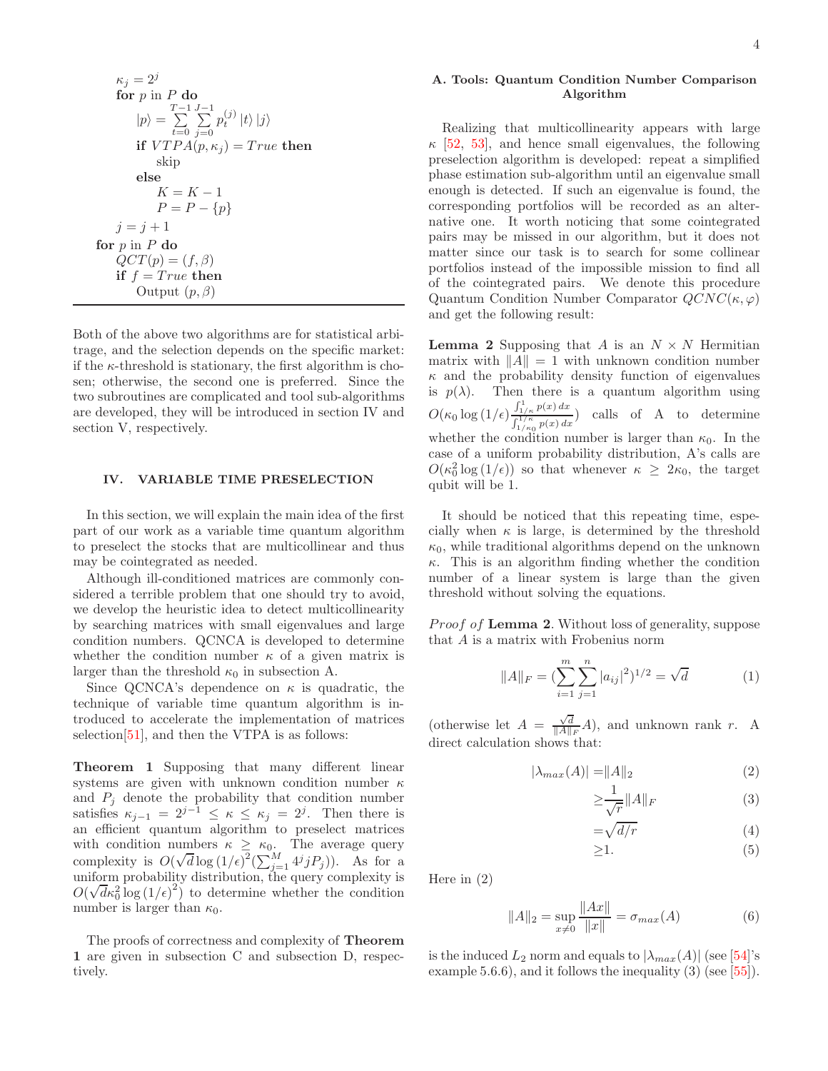```
        κ_j = 2^j
        for p in P do
            |p⟩ = Σ_{t=0}^{T-1} Σ_{j=0}^{J-1} p_t^{(j)} |t⟩ |j⟩
            if VTPA(p, κ_j) = True then
                skip
            else
                K = K − 1
                P = P − {p}
        j = j + 1
    for p in P do
        QCT(p) = (f, β)
        if f = True then
            Output (p, β)
```

Both of the above two algorithms are for statistical arbitrage, and the selection depends on the specific market: if the $\kappa$-threshold is stationary, the first algorithm is chosen; otherwise, the second one is preferred. Since the two subroutines are complicated and tool sub-algorithms are developed, they will be introduced in section IV and section V, respectively.

## IV. VARIABLE TIME PRESELECTION

In this section, we will explain the main idea of the first part of our work as a variable time quantum algorithm to preselect the stocks that are multicollinear and thus may be cointegrated as needed.

Although ill-conditioned matrices are commonly considered a terrible problem that one should try to avoid, we develop the heuristic idea to detect multicollinearity by searching matrices with small eigenvalues and large condition numbers. QCNCA is developed to determine whether the condition number $\kappa$ of a given matrix is larger than the threshold $\kappa_0$ in subsection A.

Since QCNCA's dependence on $\kappa$ is quadratic, the technique of variable time quantum algorithm is introduced to accelerate the implementation of matrices selection[51], and then the VTPA is as follows:

**Theorem 1** Supposing that many different linear systems are given with unknown condition number $\kappa$ and $P_j$ denote the probability that condition number satisfies $\kappa_{j-1} = 2^{j-1} \leq \kappa \leq \kappa_j = 2^j$. Then there is an efficient quantum algorithm to preselect matrices with condition numbers $\kappa \geq \kappa_0$. The average query complexity is $O(\sqrt{d}\log{(1/\epsilon)}^2(\sum_{j=1}^{M} 4^j j P_j))$. As for a uniform probability distribution, the query complexity is $O(\sqrt{d}\kappa_0^2 \log{(1/\epsilon)}^2)$ to determine whether the condition number is larger than $\kappa_0$.

The proofs of correctness and complexity of **Theorem 1** are given in subsection C and subsection D, respectively.

### A. Tools: Quantum Condition Number Comparison Algorithm

Realizing that multicollinearity appears with large $\kappa$ [52, 53], and hence small eigenvalues, the following preselection algorithm is developed: repeat a simplified phase estimation sub-algorithm until an eigenvalue small enough is detected. If such an eigenvalue is found, the corresponding portfolios will be recorded as an alternative one. It worth noticing that some cointegrated pairs may be missed in our algorithm, but it does not matter since our task is to search for some collinear portfolios instead of the impossible mission to find all of the cointegrated pairs. We denote this procedure Quantum Condition Number Comparator $QCNC(\kappa, \varphi)$ and get the following result:

**Lemma 2** Supposing that $A$ is an $N \times N$ Hermitian matrix with $\|A\| = 1$ with unknown condition number $\kappa$ and the probability density function of eigenvalues is $p(\lambda)$. Then there is a quantum algorithm using $O(\kappa_0 \log{(1/\epsilon)} \frac{\int_{1/\kappa}^{1} p(x)\,dx}{\int_{1/\kappa_0}^{1/\kappa} p(x)\,dx})$ calls of A to determine whether the condition number is larger than $\kappa_0$. In the case of a uniform probability distribution, A's calls are $O(\kappa_0^2 \log{(1/\epsilon)})$ so that whenever $\kappa \geq 2\kappa_0$, the target qubit will be 1.

It should be noticed that this repeating time, especially when $\kappa$ is large, is determined by the threshold $\kappa_0$, while traditional algorithms depend on the unknown $\kappa$. This is an algorithm finding whether the condition number of a linear system is large than the given threshold without solving the equations.

*Proof of* **Lemma 2**. Without loss of generality, suppose that $A$ is a matrix with Frobenius norm

$$\|A\|_F = (\sum_{i=1}^{m}\sum_{j=1}^{n}|a_{ij}|^2)^{1/2} = \sqrt{d} \tag{1}$$

(otherwise let $A = \frac{\sqrt{d}}{\|A\|_F}A$), and unknown rank $r$. A direct calculation shows that:

$$|\lambda_{max}(A)| = \|A\|_2 \tag{2}$$

$$\geq \frac{1}{\sqrt{r}}\|A\|_F \tag{3}$$

$$= \sqrt{d/r} \tag{4}$$

$$\geq 1. \tag{5}$$

Here in (2)

$$\|A\|_2 = \sup_{x \neq 0} \frac{\|Ax\|}{\|x\|} = \sigma_{max}(A) \tag{6}$$

is the induced $L_2$ norm and equals to $|\lambda_{max}(A)|$ (see [54]'s example 5.6.6), and it follows the inequality (3) (see [55]).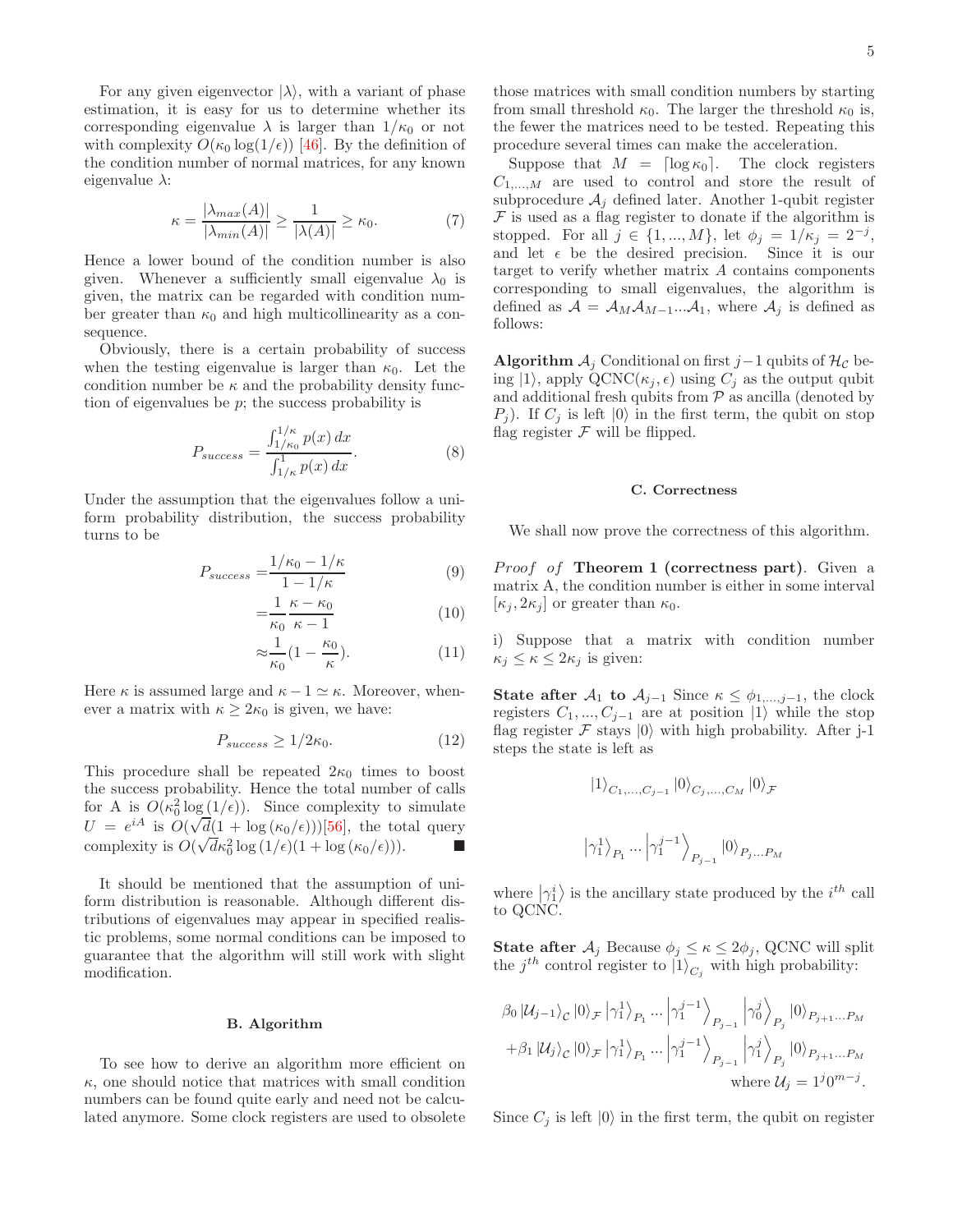For any given eigenvector $|\lambda\rangle$, with a variant of phase estimation, it is easy for us to determine whether its corresponding eigenvalue $\lambda$ is larger than $1/\kappa_0$ or not with complexity $O(\kappa_0 \log(1/\epsilon))$ [46]. By the definition of the condition number of normal matrices, for any known eigenvalue $\lambda$:

$$\kappa = \frac{|\lambda_{max}(A)|}{|\lambda_{min}(A)|} \geq \frac{1}{|\lambda(A)|} \geq \kappa_0. \tag{7}$$

Hence a lower bound of the condition number is also given. Whenever a sufficiently small eigenvalue $\lambda_0$ is given, the matrix can be regarded with condition number greater than $\kappa_0$ and high multicollinearity as a consequence.

Obviously, there is a certain probability of success when the testing eigenvalue is larger than $\kappa_0$. Let the condition number be $\kappa$ and the probability density function of eigenvalues be $p$; the success probability is

$$P_{success} = \frac{\int_{1/\kappa_0}^{1/\kappa} p(x)\,dx}{\int_{1/\kappa}^{1} p(x)\,dx}. \tag{8}$$

Under the assumption that the eigenvalues follow a uniform probability distribution, the success probability turns to be

$$\begin{aligned} P_{success} =& \frac{1/\kappa_0 - 1/\kappa}{1 - 1/\kappa} && (9)\\ =& \frac{1}{\kappa_0}\frac{\kappa - \kappa_0}{\kappa - 1} && (10)\\ \approx& \frac{1}{\kappa_0}(1 - \frac{\kappa_0}{\kappa}). && (11) \end{aligned}$$

Here $\kappa$ is assumed large and $\kappa - 1 \simeq \kappa$. Moreover, whenever a matrix with $\kappa \geq 2\kappa_0$ is given, we have:

$$P_{success} \geq 1/2\kappa_0. \tag{12}$$

This procedure shall be repeated $2\kappa_0$ times to boost the success probability. Hence the total number of calls for A is $O(\kappa_0^2 \log(1/\epsilon))$. Since complexity to simulate $U = e^{iA}$ is $O(\sqrt{d}(1 + \log(\kappa_0/\epsilon)))$[56], the total query complexity is $O(\sqrt{d}\kappa_0^2 \log(1/\epsilon)(1 + \log(\kappa_0/\epsilon)))$. ■

It should be mentioned that the assumption of uniform distribution is reasonable. Although different distributions of eigenvalues may appear in specified realistic problems, some normal conditions can be imposed to guarantee that the algorithm will still work with slight modification.

### B. Algorithm

To see how to derive an algorithm more efficient on $\kappa$, one should notice that matrices with small condition numbers can be found quite early and need not be calculated anymore. Some clock registers are used to obsolete those matrices with small condition numbers by starting from small threshold $\kappa_0$. The larger the threshold $\kappa_0$ is, the fewer the matrices need to be tested. Repeating this procedure several times can make the acceleration.

Suppose that $M = \lceil \log \kappa_0 \rceil$. The clock registers $C_{1,...,M}$ are used to control and store the result of subprocedure $\mathcal{A}_j$ defined later. Another 1-qubit register $\mathcal{F}$ is used as a flag register to donate if the algorithm is stopped. For all $j \in \{1, ..., M\}$, let $\phi_j = 1/\kappa_j = 2^{-j}$, and let $\epsilon$ be the desired precision. Since it is our target to verify whether matrix $A$ contains components corresponding to small eigenvalues, the algorithm is defined as $\mathcal{A} = \mathcal{A}_M\mathcal{A}_{M-1}...\mathcal{A}_1$, where $\mathcal{A}_j$ is defined as follows:

**Algorithm** $\mathcal{A}_j$ Conditional on first $j-1$ qubits of $\mathcal{H}_\mathcal{C}$ being $|1\rangle$, apply QCNC$(\kappa_j, \epsilon)$ using $C_j$ as the output qubit and additional fresh qubits from $\mathcal{P}$ as ancilla (denoted by $P_j$). If $C_j$ is left $|0\rangle$ in the first term, the qubit on stop flag register $\mathcal{F}$ will be flipped.

### C. Correctness

We shall now prove the correctness of this algorithm.

*Proof of* **Theorem 1 (correctness part)**. Given a matrix A, the condition number is either in some interval $[\kappa_j, 2\kappa_j]$ or greater than $\kappa_0$.

i) Suppose that a matrix with condition number $\kappa_j \leq \kappa \leq 2\kappa_j$ is given:

**State after $\mathcal{A}_1$ to $\mathcal{A}_{j-1}$** Since $\kappa \leq \phi_{1,...,j-1}$, the clock registers $C_1, ..., C_{j-1}$ are at position $|1\rangle$ while the stop flag register $\mathcal{F}$ stays $|0\rangle$ with high probability. After j-1 steps the state is left as

$$|1\rangle_{C_1,...,C_{j-1}} |0\rangle_{C_j,...,C_M} |0\rangle_\mathcal{F}$$

$$\left|\gamma_1^1\right\rangle_{P_1} ... \left|\gamma_1^{j-1}\right\rangle_{P_{j-1}} |0\rangle_{P_j...P_M}$$

where $\left|\gamma_1^i\right\rangle$ is the ancillary state produced by the $i^{th}$ call to QCNC.

**State after $\mathcal{A}_j$** Because $\phi_j \leq \kappa \leq 2\phi_j$, QCNC will split the $j^{th}$ control register to $|1\rangle_{C_j}$ with high probability:

$$\begin{aligned} &\beta_0 |\mathcal{U}_{j-1}\rangle_\mathcal{C} |0\rangle_\mathcal{F} \left|\gamma_1^1\right\rangle_{P_1} ... \left|\gamma_1^{j-1}\right\rangle_{P_{j-1}} \left|\gamma_0^j\right\rangle_{P_j} |0\rangle_{P_{j+1}...P_M} \\ &+ \beta_1 |\mathcal{U}_j\rangle_\mathcal{C} |0\rangle_\mathcal{F} \left|\gamma_1^1\right\rangle_{P_1} ... \left|\gamma_1^{j-1}\right\rangle_{P_{j-1}} \left|\gamma_1^j\right\rangle_{P_j} |0\rangle_{P_{j+1}...P_M} \\ &\text{where } \mathcal{U}_j = 1^j 0^{m-j}. \end{aligned}$$

Since $C_j$ is left $|0\rangle$ in the first term, the qubit on register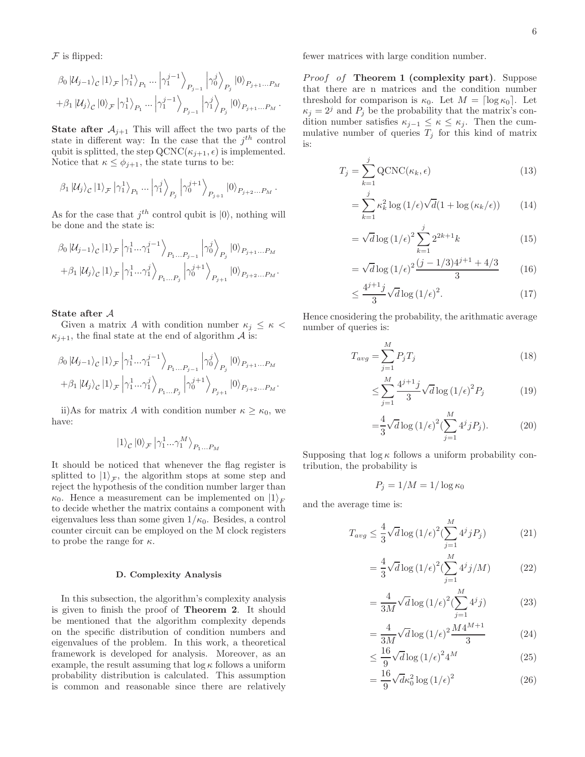$\mathcal{F}$ is flipped:

$$\beta_0 |\mathcal{U}_{j-1}\rangle_{\mathcal{C}} |1\rangle_{\mathcal{F}} |\gamma_1^1\rangle_{P_1} ... \left|\gamma_1^{j-1}\right\rangle_{P_{j-1}} \left|\gamma_0^j\right\rangle_{P_j} |0\rangle_{P_{j+1}...P_M}$$
$$+\beta_1 |\mathcal{U}_j\rangle_{\mathcal{C}} |0\rangle_{\mathcal{F}} |\gamma_1^1\rangle_{P_1} ... \left|\gamma_1^{j-1}\right\rangle_{P_{j-1}} \left|\gamma_1^j\right\rangle_{P_j} |0\rangle_{P_{j+1}...P_M}.$$

**State after $\mathcal{A}_{j+1}$** This will affect the two parts of the state in different way: In the case that the $j^{th}$ control qubit is splitted, the step QCNC$(\kappa_{j+1}, \epsilon)$ is implemented. Notice that $\kappa \leq \phi_{j+1}$, the state turns to be:

$$\beta_1 |\mathcal{U}_j\rangle_{\mathcal{C}} |1\rangle_{\mathcal{F}} |\gamma_1^1\rangle_{P_1} ... \left|\gamma_1^j\right\rangle_{P_j} \left|\gamma_0^{j+1}\right\rangle_{P_{j+1}} |0\rangle_{P_{j+2}...P_M}.$$

As for the case that $j^{th}$ control qubit is $|0\rangle$, nothing will be done and the state is:

$$\beta_0 |\mathcal{U}_{j-1}\rangle_{\mathcal{C}} |1\rangle_{\mathcal{F}} \left|\gamma_1^1...\gamma_1^{j-1}\right\rangle_{P_1...P_{j-1}} \left|\gamma_0^j\right\rangle_{P_j} |0\rangle_{P_{j+1}...P_M}$$
$$+\beta_1 |\mathcal{U}_j\rangle_{\mathcal{C}} |1\rangle_{\mathcal{F}} \left|\gamma_1^1...\gamma_1^j\right\rangle_{P_1...P_j} \left|\gamma_0^{j+1}\right\rangle_{P_{j+1}} |0\rangle_{P_{j+2}...P_M}.$$

**State after $\mathcal{A}$**

Given a matrix $A$ with condition number $\kappa_j \leq \kappa < \kappa_{j+1}$, the final state at the end of algorithm $\mathcal{A}$ is:

$$\beta_0 |\mathcal{U}_{j-1}\rangle_{\mathcal{C}} |1\rangle_{\mathcal{F}} \left|\gamma_1^1...\gamma_1^{j-1}\right\rangle_{P_1...P_{j-1}} \left|\gamma_0^j\right\rangle_{P_j} |0\rangle_{P_{j+1}...P_M}$$
$$+\beta_1 |\mathcal{U}_j\rangle_{\mathcal{C}} |1\rangle_{\mathcal{F}} \left|\gamma_1^1...\gamma_1^j\right\rangle_{P_1...P_j} \left|\gamma_0^{j+1}\right\rangle_{P_{j+1}} |0\rangle_{P_{j+2}...P_M}.$$

ii)As for matrix $A$ with condition number $\kappa \geq \kappa_0$, we have:

$$|1\rangle_{\mathcal{C}} |0\rangle_{\mathcal{F}} \left|\gamma_1^1...\gamma_1^M\right\rangle_{P_1...P_M}$$

It should be noticed that whenever the flag register is splitted to $|1\rangle_{\mathcal{F}}$, the algorithm stops at some step and reject the hypothesis of the condition number larger than $\kappa_0$. Hence a measurement can be implemented on $|1\rangle_F$ to decide whether the matrix contains a component with eigenvalues less than some given $1/\kappa_0$. Besides, a control counter circuit can be employed on the M clock registers to probe the range for $\kappa$.

### D. Complexity Analysis

In this subsection, the algorithm's complexity analysis is given to finish the proof of **Theorem 2**. It should be mentioned that the algorithm complexity depends on the specific distribution of condition numbers and eigenvalues of the problem. In this work, a theoretical framework is developed for analysis. Moreover, as an example, the result assuming that $\log \kappa$ follows a uniform probability distribution is calculated. This assumption is common and reasonable since there are relatively fewer matrices with large condition number.

*Proof of* **Theorem 1 (complexity part)**. Suppose that there are n matrices and the condition number threshold for comparison is $\kappa_0$. Let $M = \lceil \log \kappa_0 \rceil$. Let $\kappa_j = 2^j$ and $P_j$ be the probability that the matrix's condition number satisfies $\kappa_{j-1} \leq \kappa \leq \kappa_j$. Then the cummulative number of queries $T_j$ for this kind of matrix is:

$$T_j = \sum_{k=1}^{j} \text{QCNC}(\kappa_k, \epsilon) \tag{13}$$
$$= \sum_{k=1}^{j} \kappa_k^2 \log(1/\epsilon) \sqrt{d}(1 + \log(\kappa_k/\epsilon)) \tag{14}$$
$$= \sqrt{d} \log(1/\epsilon)^2 \sum_{k=1}^{j} 2^{2k+1} k \tag{15}$$
$$= \sqrt{d} \log(1/\epsilon)^2 \frac{(j - 1/3)4^{j+1} + 4/3}{3} \tag{16}$$
$$\leq \frac{4^{j+1} j}{3} \sqrt{d} \log(1/\epsilon)^2. \tag{17}$$

Hence cnosidering the probability, the arithmatic average number of queries is:

$$T_{avg} = \sum_{j=1}^{M} P_j T_j \tag{18}$$
$$\leq \sum_{j=1}^{M} \frac{4^{j+1} j}{3} \sqrt{d} \log(1/\epsilon)^2 P_j \tag{19}$$
$$= \frac{4}{3} \sqrt{d} \log(1/\epsilon)^2 (\sum_{j=1}^{M} 4^j j P_j). \tag{20}$$

Supposing that $\log \kappa$ follows a uniform probability contribution, the probability is

$$P_j = 1/M = 1/\log \kappa_0$$

and the average time is:

$$T_{avg} \leq \frac{4}{3} \sqrt{d} \log(1/\epsilon)^2 (\sum_{j=1}^{M} 4^j j P_j) \tag{21}$$
$$= \frac{4}{3} \sqrt{d} \log(1/\epsilon)^2 (\sum_{j=1}^{M} 4^j j/M) \tag{22}$$
$$= \frac{4}{3M} \sqrt{d} \log(1/\epsilon)^2 (\sum_{j=1}^{M} 4^j j) \tag{23}$$
$$= \frac{4}{3M} \sqrt{d} \log(1/\epsilon)^2 \frac{M 4^{M+1}}{3} \tag{24}$$
$$\leq \frac{16}{9} \sqrt{d} \log(1/\epsilon)^2 4^M \tag{25}$$
$$= \frac{16}{9} \sqrt{d} \kappa_0^2 \log(1/\epsilon)^2 \tag{26}$$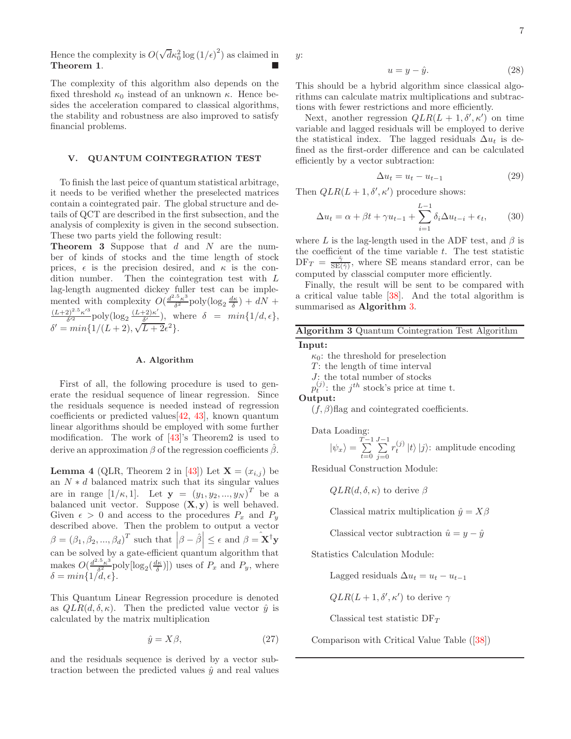Hence the complexity is $O(\sqrt{d}\kappa_0^2 \log{(1/\epsilon)}^2)$ as claimed in **Theorem 1**. ■

The complexity of this algorithm also depends on the fixed threshold $\kappa_0$ instead of an unknown $\kappa$. Hence besides the acceleration compared to classical algorithms, the stability and robustness are also improved to satisfy financial problems.

## V. QUANTUM COINTEGRATION TEST

To finish the last peice of quantum statistical arbitrage, it needs to be verified whether the preselected matrices contain a cointegrated pair. The global structure and details of QCT are described in the first subsection, and the analysis of complexity is given in the second subsection. These two parts yield the following result:

**Theorem 3** Suppose that $d$ and $N$ are the number of kinds of stocks and the time length of stock prices, $\epsilon$ is the precision desired, and $\kappa$ is the condition number. Then the cointegration test with $L$ lag-length augmented dickey fuller test can be implemented with complexity $O(\frac{d^{2.5}\kappa^3}{\delta^2}\text{poly}(\log_2\frac{d\kappa}{\delta}) + dN + \frac{(L+2)^{2.5}\kappa'^3}{\delta'^2}\text{poly}(\log_2\frac{(L+2)\kappa'}{\delta'})$, where $\delta = min\{1/d, \epsilon\}$, $\delta' = min\{1/(L+2), \sqrt{L+2}\epsilon^2\}$.

### A. Algorithm

First of all, the following procedure is used to generate the residual sequence of linear regression. Since the residuals sequence is needed instead of regression coefficients or predicted values[42, 43], known quantum linear algorithms should be employed with some further modification. The work of [43]'s Theorem2 is used to derive an approximation $\beta$ of the regression coefficients $\hat{\beta}$.

**Lemma 4** (QLR, Theorem 2 in [43]) Let $\mathbf{X} = (x_{i,j})$ be an $N * d$ balanced matrix such that its singular values are in range $[1/\kappa, 1]$. Let $\mathbf{y} = (y_1, y_2, ..., y_N)^T$ be a balanced unit vector. Suppose $(\mathbf{X}, \mathbf{y})$ is well behaved. Given $\epsilon > 0$ and access to the procedures $P_x$ and $P_y$ described above. Then the problem to output a vector $\beta = (\beta_1, \beta_2, ..., \beta_d)^T$ such that $\left|\beta - \hat{\beta}\right| \leq \epsilon$ and $\beta = \hat{\mathbf{X}^\dagger \mathbf{y}}$ can be solved by a gate-efficient quantum algorithm that makes $O(\frac{d^{2.5}\kappa^3}{\delta^2}\text{poly}[\log_2(\frac{d\kappa}{\delta})])$ uses of $P_x$ and $P_y$, where $\delta = min\{1/d, \epsilon\}$.

This Quantum Linear Regression procedure is denoted as $QLR(d, \delta, \kappa)$. Then the predicted value vector $\hat{y}$ is calculated by the matrix multiplication

$$\hat{y} = X\beta, \tag{27}$$

and the residuals sequence is derived by a vector subtraction between the predicted values $\hat{y}$ and real values $y$:

$$u = y - \hat{y}. \tag{28}$$

This should be a hybrid algorithm since classical algorithms can calculate matrix multiplications and subtractions with fewer restrictions and more efficiently.

Next, another regression $QLR(L+1, \delta', \kappa')$ on time variable and lagged residuals will be employed to derive the statistical index. The lagged residuals $\Delta u_t$ is defined as the first-order difference and can be calculated efficiently by a vector subtraction:

$$\Delta u_t = u_t - u_{t-1} \tag{29}$$

Then $QLR(L+1, \delta', \kappa')$ procedure shows:

$$\Delta u_t = \alpha + \beta t + \gamma u_{t-1} + \sum_{i=1}^{L-1} \delta_i \Delta u_{t-i} + \epsilon_t, \tag{30}$$

where $L$ is the lag-length used in the ADF test, and $\beta$ is the coefficient of the time variable $t$. The test statistic $\text{DF}_T = \frac{\hat{\gamma}}{\text{SE}(\hat{\gamma})}$, where SE means standard error, can be computed by classcial computer more efficiently.

Finally, the result will be sent to be compared with a critical value table [38]. And the total algorithm is summarised as **Algorithm 3**.

---

**Algorithm 3** Quantum Cointegration Test Algorithm

---

**Input:**

$\kappa_0$: the threshold for preselection

$T$: the length of time interval

$J$: the total number of stocks

$p_t^{(j)}$: the $j^{th}$ stock's price at time t.

**Output:**

$(f, \beta)$flag and cointegrated coefficients.

Data Loading:

$|\psi_x\rangle = \sum_{t=0}^{T-1}\sum_{j=0}^{J-1} r_t^{(j)} |t\rangle |j\rangle$: amplitude encoding

Residual Construction Module:

$QLR(d, \delta, \kappa)$ to derive $\beta$

Classical matrix multiplication $\hat{y} = X\beta$

Classical vector subtraction $\hat{u} = y - \hat{y}$

Statistics Calculation Module:

Lagged residuals $\Delta u_t = u_t - u_{t-1}$

$QLR(L+1, \delta', \kappa')$ to derive $\gamma$

Classical test statistic $\text{DF}_T$

Comparison with Critical Value Table ([38])

---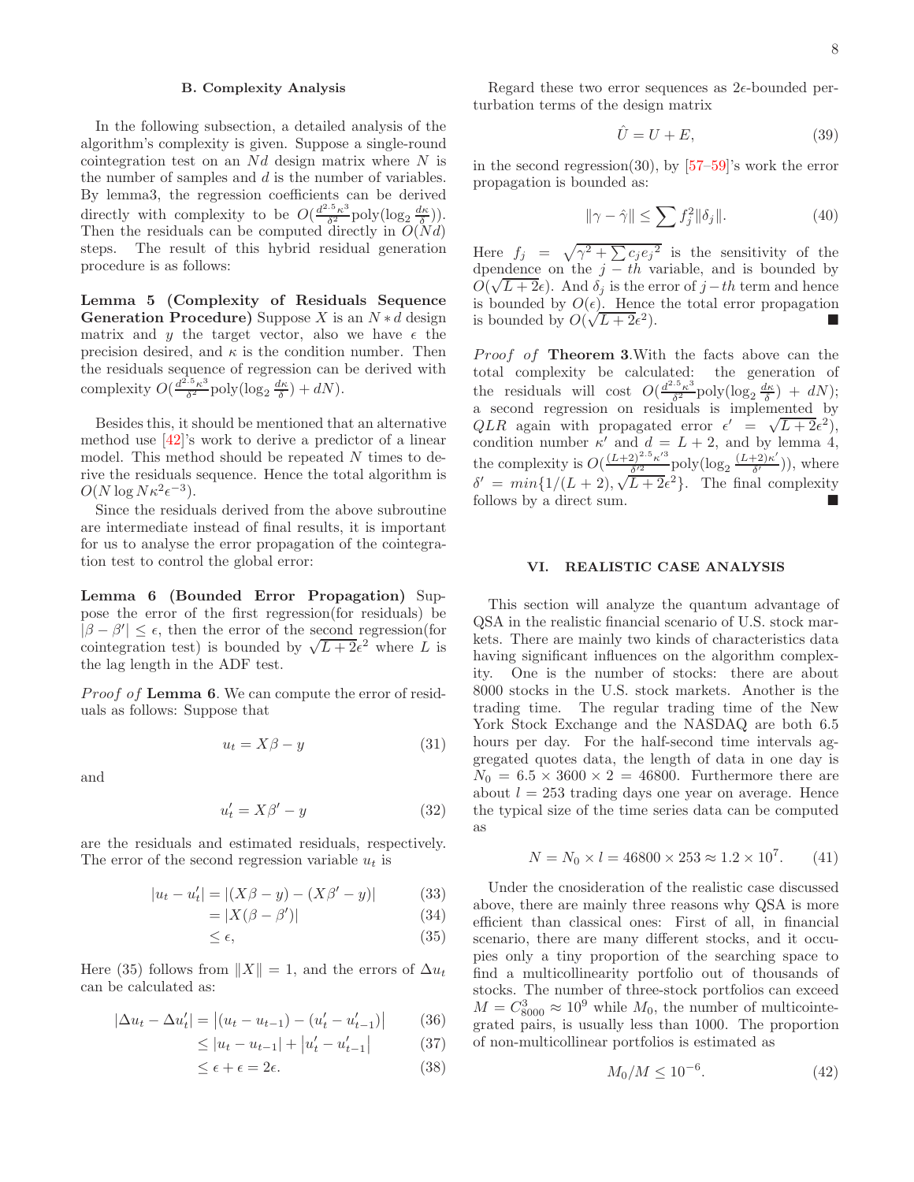### B. Complexity Analysis

In the following subsection, a detailed analysis of the algorithm's complexity is given. Suppose a single-round cointegration test on an $Nd$ design matrix where $N$ is the number of samples and $d$ is the number of variables. By lemma3, the regression coefficients can be derived directly with complexity to be $O(\frac{d^{2.5}\kappa^3}{\delta^2}\text{poly}(\log_2\frac{d\kappa}{\delta}))$. Then the residuals can be computed directly in $O(Nd)$ steps. The result of this hybrid residual generation procedure is as follows:

**Lemma 5 (Complexity of Residuals Sequence Generation Procedure)** Suppose $X$ is an $N * d$ design matrix and $y$ the target vector, also we have $\epsilon$ the precision desired, and $\kappa$ is the condition number. Then the residuals sequence of regression can be derived with complexity $O(\frac{d^{2.5}\kappa^3}{\delta^2}\text{poly}(\log_2\frac{d\kappa}{\delta}) + dN)$.

Besides this, it should be mentioned that an alternative method use [42]'s work to derive a predictor of a linear model. This method should be repeated $N$ times to derive the residuals sequence. Hence the total algorithm is $O(N\log N\kappa^2\epsilon^{-3})$.

Since the residuals derived from the above subroutine are intermediate instead of final results, it is important for us to analyse the error propagation of the cointegration test to control the global error:

**Lemma 6 (Bounded Error Propagation)** Suppose the error of the first regression(for residuals) be $|\beta - \beta'| \leq \epsilon$, then the error of the second regression(for cointegration test) is bounded by $\sqrt{L+2}\epsilon^2$ where $L$ is the lag length in the ADF test.

*Proof of* **Lemma 6**. We can compute the error of residuals as follows: Suppose that

$$u_t = X\beta - y \tag{31}$$

and

$$u'_t = X\beta' - y \tag{32}$$

are the residuals and estimated residuals, respectively. The error of the second regression variable $u_t$ is

$$\begin{aligned}
|u_t - u'_t| &= |(X\beta - y) - (X\beta' - y)| &(33)\\
&= |X(\beta - \beta')| &(34)\\
&\leq \epsilon, &(35)
\end{aligned}$$

Here (35) follows from $\|X\| = 1$, and the errors of $\Delta u_t$ can be calculated as:

$$\begin{aligned}
|\Delta u_t - \Delta u'_t| &= \left|(u_t - u_{t-1}) - (u'_t - u'_{t-1})\right| &(36)\\
&\leq |u_t - u_{t-1}| + \left|u'_t - u'_{t-1}\right| &(37)\\
&\leq \epsilon + \epsilon = 2\epsilon. &(38)
\end{aligned}$$

Regard these two error sequences as $2\epsilon$-bounded perturbation terms of the design matrix

$$\hat{U} = U + E, \tag{39}$$

in the second regression(30), by [57–59]'s work the error propagation is bounded as:

$$\|\gamma - \hat{\gamma}\| \leq \sum f_j^2 \|\delta_j\|. \tag{40}$$

Here $f_j = \sqrt{\gamma^2 + \sum c_j e_j{}^2}$ is the sensitivity of the dpendence on the $j-th$ variable, and is bounded by $O(\sqrt{L+2}\epsilon)$. And $\delta_j$ is the error of $j-th$ term and hence is bounded by $O(\epsilon)$. Hence the total error propagation is bounded by $O(\sqrt{L+2}\epsilon^2)$. ■

*Proof of* **Theorem 3**.With the facts above can the total complexity be calculated: the generation of the residuals will cost $O(\frac{d^{2.5}\kappa^3}{\delta^2}\text{poly}(\log_2\frac{d\kappa}{\delta}) + dN)$; a second regression on residuals is implemented by $QLR$ again with propagated error $\epsilon' = \sqrt{L+2}\epsilon^2)$, condition number $\kappa'$ and $d = L+2$, and by lemma 4, the complexity is $O(\frac{(L+2)^{2.5}\kappa'^3}{\delta'^2}\text{poly}(\log_2\frac{(L+2)\kappa'}{\delta'}))$, where $\delta' = min\{1/(L+2), \sqrt{L+2}\epsilon^2\}$. The final complexity follows by a direct sum. ■

## VI. REALISTIC CASE ANALYSIS

This section will analyze the quantum advantage of QSA in the realistic financial scenario of U.S. stock markets. There are mainly two kinds of characteristics data having significant influences on the algorithm complexity. One is the number of stocks: there are about 8000 stocks in the U.S. stock markets. Another is the trading time. The regular trading time of the New York Stock Exchange and the NASDAQ are both 6.5 hours per day. For the half-second time intervals aggregated quotes data, the length of data in one day is $N_0 = 6.5 \times 3600 \times 2 = 46800$. Furthermore there are about $l = 253$ trading days one year on average. Hence the typical size of the time series data can be computed as

$$N = N_0 \times l = 46800 \times 253 \approx 1.2 \times 10^7. \tag{41}$$

Under the cnosideration of the realistic case discussed above, there are mainly three reasons why QSA is more efficient than classical ones: First of all, in financial scenario, there are many different stocks, and it occupies only a tiny proportion of the searching space to find a multicollinearity portfolio out of thousands of stocks. The number of three-stock portfolios can exceed $M = C^3_{8000} \approx 10^9$ while $M_0$, the number of multicointegrated pairs, is usually less than 1000. The proportion of non-multicollinear portfolios is estimated as

$$M_0/M \leq 10^{-6}. \tag{42}$$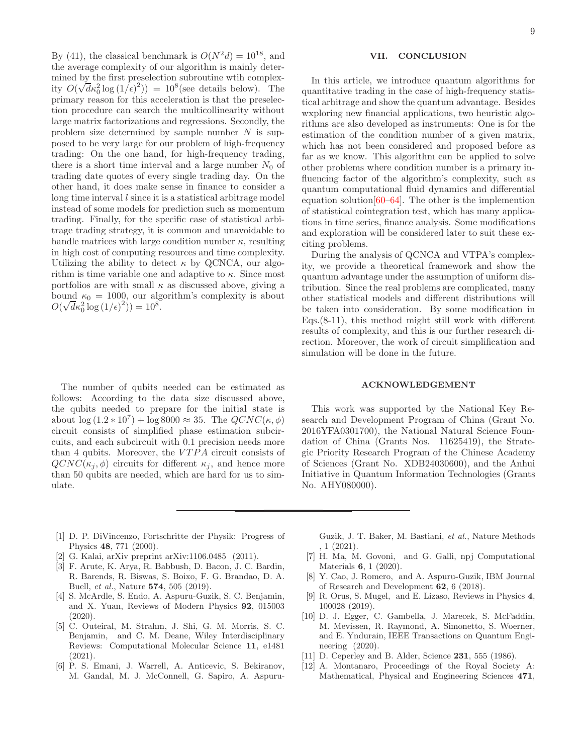By (41), the classical benchmark is $O(N^2 d) = 10^{18}$, and the average complexity of our algorithm is mainly determined by the first preselection subroutine wtih complexity $O(\sqrt{d}\kappa_0^2 \log{(1/\epsilon)^2})) = 10^8$(see details below). The primary reason for this acceleration is that the preselection procedure can search the multicollinearity without large matrix factorizations and regressions. Secondly, the problem size determined by sample number $N$ is supposed to be very large for our problem of high-frequency trading: On the one hand, for high-frequency trading, there is a short time interval and a large number $N_0$ of trading date quotes of every single trading day. On the other hand, it does make sense in finance to consider a long time interval $l$ since it is a statistical arbitrage model instead of some models for prediction such as momentum trading. Finally, for the specific case of statistical arbitrage trading strategy, it is common and unavoidable to handle matrices with large condition number $\kappa$, resulting in high cost of computing resources and time complexity. Utilizing the ability to detect $\kappa$ by QCNCA, our algorithm is time variable one and adaptive to $\kappa$. Since most portfolios are with small $\kappa$ as discussed above, giving a bound $\kappa_0 = 1000$, our algorithm's complexity is about $O(\sqrt{d}\kappa_0^2 \log{(1/\epsilon)^2})) = 10^8$.

The number of qubits needed can be estimated as follows: According to the data size discussed above, the qubits needed to prepare for the initial state is about $\log{(1.2 * 10^7)} + \log 8000 \approx 35$. The $QCNC(\kappa, \phi)$ circuit consists of simplified phase estimation subcircuits, and each subcircuit with 0.1 precision needs more than 4 qubits. Moreover, the $VTPA$ circuit consists of $QCNC(\kappa_j, \phi)$ circuits for different $\kappa_j$, and hence more than 50 qubits are needed, which are hard for us to simulate.

## VII. CONCLUSION

In this article, we introduce quantum algorithms for quantitative trading in the case of high-frequency statistical arbitrage and show the quantum advantage. Besides wxploring new financial applications, two heuristic algorithms are also developed as instruments: One is for the estimation of the condition number of a given matrix, which has not been considered and proposed before as far as we know. This algorithm can be applied to solve other problems where condition number is a primary influencing factor of the algorithm's complexity, such as quantum computational fluid dynamics and differential equation solution[60–64]. The other is the implemention of statistical cointegration test, which has many applications in time series, finance analysis. Some modifications and exploration will be considered later to suit these exciting problems.

During the analysis of QCNCA and VTPA's complexity, we provide a theoretical framework and show the quantum advantage under the assumption of uniform distribution. Since the real problems are complicated, many other statistical models and different distributions will be taken into consideration. By some modification in Eqs.(8-11), this method might still work with different results of complexity, and this is our further research direction. Moreover, the work of circuit simplification and simulation will be done in the future.

## ACKNOWLEDGEMENT

This work was supported by the National Key Research and Development Program of China (Grant No. 2016YFA0301700), the National Natural Science Foundation of China (Grants Nos. 11625419), the Strategic Priority Research Program of the Chinese Academy of Sciences (Grant No. XDB24030600), and the Anhui Initiative in Quantum Information Technologies (Grants No. AHY080000).

---

[1] D. P. DiVincenzo, Fortschritte der Physik: Progress of Physics **48**, 771 (2000).

[2] G. Kalai, arXiv preprint arXiv:1106.0485 (2011).

[3] F. Arute, K. Arya, R. Babbush, D. Bacon, J. C. Bardin, R. Barends, R. Biswas, S. Boixo, F. G. Brandao, D. A. Buell, *et al.*, Nature **574**, 505 (2019).

[4] S. McArdle, S. Endo, A. Aspuru-Guzik, S. C. Benjamin, and X. Yuan, Reviews of Modern Physics **92**, 015003 (2020).

[5] C. Outeiral, M. Strahm, J. Shi, G. M. Morris, S. C. Benjamin, and C. M. Deane, Wiley Interdisciplinary Reviews: Computational Molecular Science **11**, e1481 (2021).

[6] P. S. Emani, J. Warrell, A. Anticevic, S. Bekiranov, M. Gandal, M. J. McConnell, G. Sapiro, A. Aspuru-Guzik, J. T. Baker, M. Bastiani, *et al.*, Nature Methods , 1 (2021).

[7] H. Ma, M. Govoni, and G. Galli, npj Computational Materials **6**, 1 (2020).

[8] Y. Cao, J. Romero, and A. Aspuru-Guzik, IBM Journal of Research and Development **62**, 6 (2018).

[9] R. Orus, S. Mugel, and E. Lizaso, Reviews in Physics **4**, 100028 (2019).

[10] D. J. Egger, C. Gambella, J. Marecek, S. McFaddin, M. Mevissen, R. Raymond, A. Simonetto, S. Woerner, and E. Yndurain, IEEE Transactions on Quantum Engineering (2020).

[11] D. Ceperley and B. Alder, Science **231**, 555 (1986).

[12] A. Montanaro, Proceedings of the Royal Society A: Mathematical, Physical and Engineering Sciences **471**,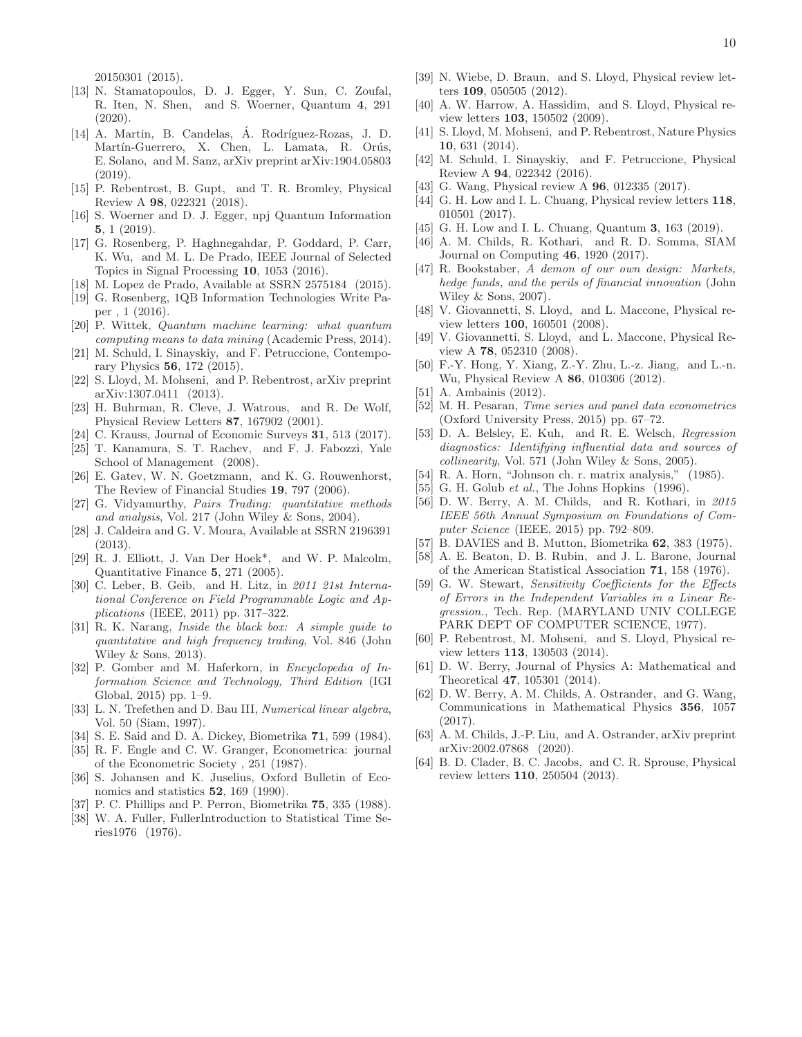20150301 (2015).

[13] N. Stamatopoulos, D. J. Egger, Y. Sun, C. Zoufal, R. Iten, N. Shen, and S. Woerner, Quantum **4**, 291 (2020).

[14] A. Martin, B. Candelas, Á. Rodríguez-Rozas, J. D. Martín-Guerrero, X. Chen, L. Lamata, R. Orús, E. Solano, and M. Sanz, arXiv preprint arXiv:1904.05803 (2019).

[15] P. Rebentrost, B. Gupt, and T. R. Bromley, Physical Review A **98**, 022321 (2018).

[16] S. Woerner and D. J. Egger, npj Quantum Information **5**, 1 (2019).

[17] G. Rosenberg, P. Haghnegahdar, P. Goddard, P. Carr, K. Wu, and M. L. De Prado, IEEE Journal of Selected Topics in Signal Processing **10**, 1053 (2016).

[18] M. Lopez de Prado, Available at SSRN 2575184 (2015).

[19] G. Rosenberg, 1QB Information Technologies Write Paper , 1 (2016).

[20] P. Wittek, *Quantum machine learning: what quantum computing means to data mining* (Academic Press, 2014).

[21] M. Schuld, I. Sinayskiy, and F. Petruccione, Contemporary Physics **56**, 172 (2015).

[22] S. Lloyd, M. Mohseni, and P. Rebentrost, arXiv preprint arXiv:1307.0411 (2013).

[23] H. Buhrman, R. Cleve, J. Watrous, and R. De Wolf, Physical Review Letters **87**, 167902 (2001).

[24] C. Krauss, Journal of Economic Surveys **31**, 513 (2017).

[25] T. Kanamura, S. T. Rachev, and F. J. Fabozzi, Yale School of Management (2008).

[26] E. Gatev, W. N. Goetzmann, and K. G. Rouwenhorst, The Review of Financial Studies **19**, 797 (2006).

[27] G. Vidyamurthy, *Pairs Trading: quantitative methods and analysis*, Vol. 217 (John Wiley & Sons, 2004).

[28] J. Caldeira and G. V. Moura, Available at SSRN 2196391 (2013).

[29] R. J. Elliott, J. Van Der Hoek*, and W. P. Malcolm, Quantitative Finance **5**, 271 (2005).

[30] C. Leber, B. Geib, and H. Litz, in *2011 21st International Conference on Field Programmable Logic and Applications* (IEEE, 2011) pp. 317–322.

[31] R. K. Narang, *Inside the black box: A simple guide to quantitative and high frequency trading*, Vol. 846 (John Wiley & Sons, 2013).

[32] P. Gomber and M. Haferkorn, in *Encyclopedia of Information Science and Technology, Third Edition* (IGI Global, 2015) pp. 1–9.

[33] L. N. Trefethen and D. Bau III, *Numerical linear algebra*, Vol. 50 (Siam, 1997).

[34] S. E. Said and D. A. Dickey, Biometrika **71**, 599 (1984).

[35] R. F. Engle and C. W. Granger, Econometrica: journal of the Econometric Society , 251 (1987).

[36] S. Johansen and K. Juselius, Oxford Bulletin of Economics and statistics **52**, 169 (1990).

[37] P. C. Phillips and P. Perron, Biometrika **75**, 335 (1988).

[38] W. A. Fuller, FullerIntroduction to Statistical Time Series1976 (1976).

[39] N. Wiebe, D. Braun, and S. Lloyd, Physical review letters **109**, 050505 (2012).

[40] A. W. Harrow, A. Hassidim, and S. Lloyd, Physical review letters **103**, 150502 (2009).

[41] S. Lloyd, M. Mohseni, and P. Rebentrost, Nature Physics **10**, 631 (2014).

[42] M. Schuld, I. Sinayskiy, and F. Petruccione, Physical Review A **94**, 022342 (2016).

[43] G. Wang, Physical review A **96**, 012335 (2017).

[44] G. H. Low and I. L. Chuang, Physical review letters **118**, 010501 (2017).

[45] G. H. Low and I. L. Chuang, Quantum **3**, 163 (2019).

[46] A. M. Childs, R. Kothari, and R. D. Somma, SIAM Journal on Computing **46**, 1920 (2017).

[47] R. Bookstaber, *A demon of our own design: Markets, hedge funds, and the perils of financial innovation* (John Wiley & Sons, 2007).

[48] V. Giovannetti, S. Lloyd, and L. Maccone, Physical review letters **100**, 160501 (2008).

[49] V. Giovannetti, S. Lloyd, and L. Maccone, Physical Review A **78**, 052310 (2008).

[50] F.-Y. Hong, Y. Xiang, Z.-Y. Zhu, L.-z. Jiang, and L.-n. Wu, Physical Review A **86**, 010306 (2012).

[51] A. Ambainis (2012).

[52] M. H. Pesaran, *Time series and panel data econometrics* (Oxford University Press, 2015) pp. 67–72.

[53] D. A. Belsley, E. Kuh, and R. E. Welsch, *Regression diagnostics: Identifying influential data and sources of collinearity*, Vol. 571 (John Wiley & Sons, 2005).

[54] R. A. Horn, "Johnson ch. r. matrix analysis," (1985).

[55] G. H. Golub *et al.*, The Johns Hopkins (1996).

[56] D. W. Berry, A. M. Childs, and R. Kothari, in *2015 IEEE 56th Annual Symposium on Foundations of Computer Science* (IEEE, 2015) pp. 792–809.

[57] B. DAVIES and B. Mutton, Biometrika **62**, 383 (1975).

[58] A. E. Beaton, D. B. Rubin, and J. L. Barone, Journal of the American Statistical Association **71**, 158 (1976).

[59] G. W. Stewart, *Sensitivity Coefficients for the Effects of Errors in the Independent Variables in a Linear Regression.*, Tech. Rep. (MARYLAND UNIV COLLEGE PARK DEPT OF COMPUTER SCIENCE, 1977).

[60] P. Rebentrost, M. Mohseni, and S. Lloyd, Physical review letters **113**, 130503 (2014).

[61] D. W. Berry, Journal of Physics A: Mathematical and Theoretical **47**, 105301 (2014).

[62] D. W. Berry, A. M. Childs, A. Ostrander, and G. Wang, Communications in Mathematical Physics **356**, 1057 (2017).

[63] A. M. Childs, J.-P. Liu, and A. Ostrander, arXiv preprint arXiv:2002.07868 (2020).

[64] B. D. Clader, B. C. Jacobs, and C. R. Sprouse, Physical review letters **110**, 250504 (2013).